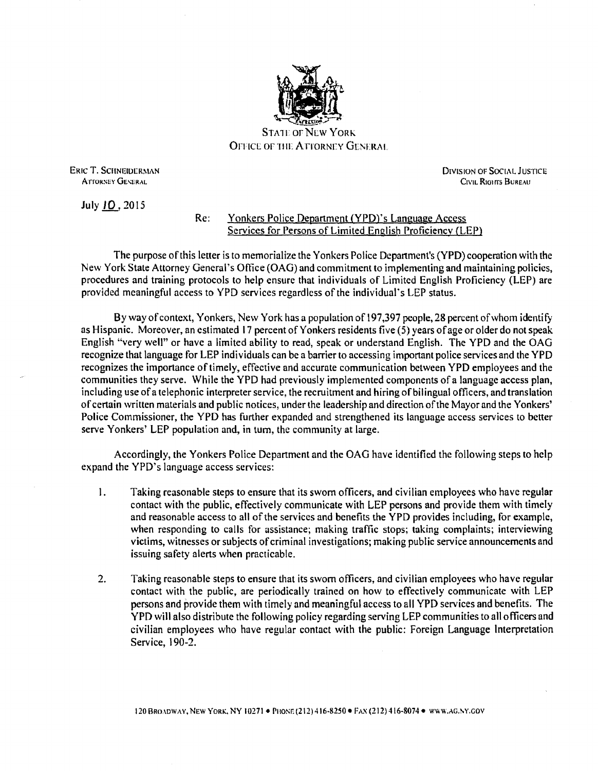STATE OF NEW YORK
OFFICE OF THE ATTORNEY GENERAL

ERIC T. SCHNEIDERMAN
ATTORNEY GENERAL

DIVISION OF SOCIAL JUSTICE
CIVIL RIGHTS BUREAU

July 10, 2015

Re: Yonkers Police Department (YPD)'s Language Access Services for Persons of Limited English Proficiency (LEP)

The purpose of this letter is to memorialize the Yonkers Police Department's (YPD) cooperation with the New York State Attorney General's Office (OAG) and commitment to implementing and maintaining policies, procedures and training protocols to help ensure that individuals of Limited English Proficiency (LEP) are provided meaningful access to YPD services regardless of the individual's LEP status.

By way of context, Yonkers, New York has a population of 197,397 people, 28 percent of whom identify as Hispanic. Moreover, an estimated 17 percent of Yonkers residents five (5) years of age or older do not speak English "very well" or have a limited ability to read, speak or understand English. The YPD and the OAG recognize that language for LEP individuals can be a barrier to accessing important police services and the YPD recognizes the importance of timely, effective and accurate communication between YPD employees and the communities they serve. While the YPD had previously implemented components of a language access plan, including use of a telephonic interpreter service, the recruitment and hiring of bilingual officers, and translation of certain written materials and public notices, under the leadership and direction of the Mayor and the Yonkers' Police Commissioner, the YPD has further expanded and strengthened its language access services to better serve Yonkers' LEP population and, in turn, the community at large.

Accordingly, the Yonkers Police Department and the OAG have identified the following steps to help expand the YPD's language access services:

1. Taking reasonable steps to ensure that its sworn officers, and civilian employees who have regular contact with the public, effectively communicate with LEP persons and provide them with timely and reasonable access to all of the services and benefits the YPD provides including, for example, when responding to calls for assistance; making traffic stops; taking complaints; interviewing victims, witnesses or subjects of criminal investigations; making public service announcements and issuing safety alerts when practicable.

2. Taking reasonable steps to ensure that its sworn officers, and civilian employees who have regular contact with the public, are periodically trained on how to effectively communicate with LEP persons and provide them with timely and meaningful access to all YPD services and benefits. The YPD will also distribute the following policy regarding serving LEP communities to all officers and civilian employees who have regular contact with the public: Foreign Language Interpretation Service, 190-2.

120 BROADWAY, NEW YORK, NY 10271 • PHONE (212) 416-8250 • FAX (212) 416-8074 • WWW.AG.NY.GOV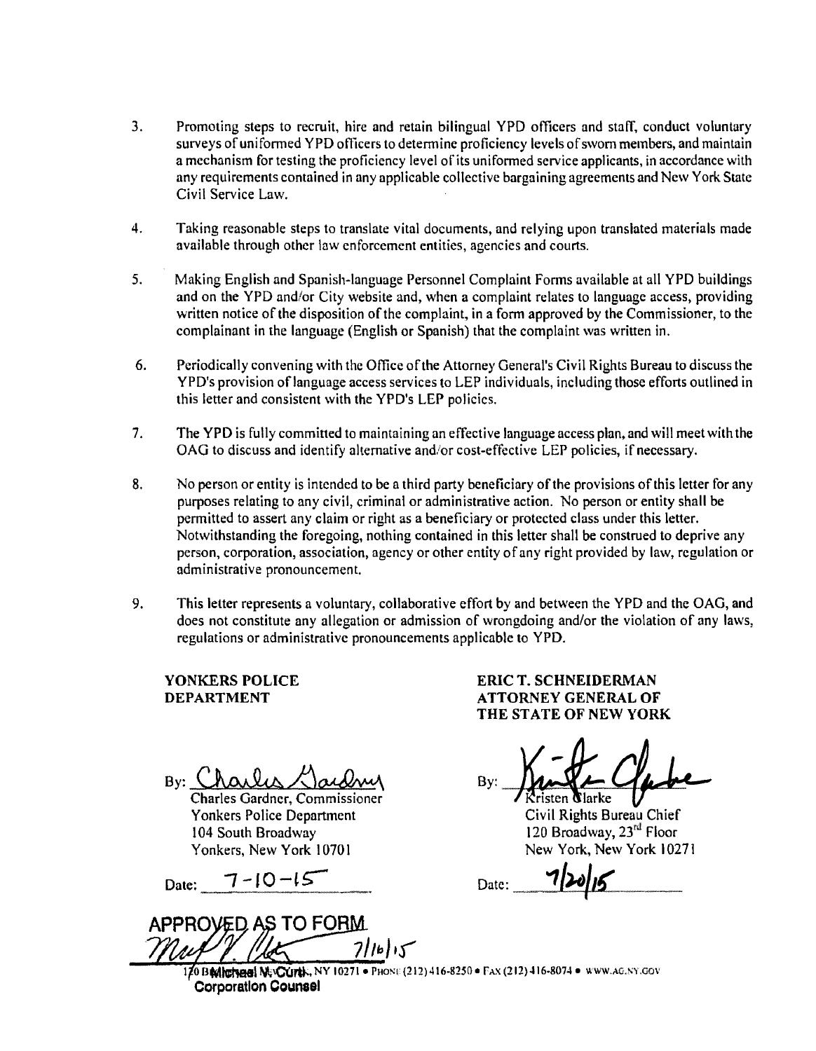3. Promoting steps to recruit, hire and retain bilingual YPD officers and staff, conduct voluntary surveys of uniformed YPD officers to determine proficiency levels of sworn members, and maintain a mechanism for testing the proficiency level of its uniformed service applicants, in accordance with any requirements contained in any applicable collective bargaining agreements and New York State Civil Service Law.

4. Taking reasonable steps to translate vital documents, and relying upon translated materials made available through other law enforcement entities, agencies and courts.

5. Making English and Spanish-language Personnel Complaint Forms available at all YPD buildings and on the YPD and/or City website and, when a complaint relates to language access, providing written notice of the disposition of the complaint, in a form approved by the Commissioner, to the complainant in the language (English or Spanish) that the complaint was written in.

6. Periodically convening with the Office of the Attorney General's Civil Rights Bureau to discuss the YPD's provision of language access services to LEP individuals, including those efforts outlined in this letter and consistent with the YPD's LEP policies.

7. The YPD is fully committed to maintaining an effective language access plan, and will meet with the OAG to discuss and identify alternative and/or cost-effective LEP policies, if necessary.

8. No person or entity is intended to be a third party beneficiary of the provisions of this letter for any purposes relating to any civil, criminal or administrative action. No person or entity shall be permitted to assert any claim or right as a beneficiary or protected class under this letter. Notwithstanding the foregoing, nothing contained in this letter shall be construed to deprive any person, corporation, association, agency or other entity of any right provided by law, regulation or administrative pronouncement.

9. This letter represents a voluntary, collaborative effort by and between the YPD and the OAG, and does not constitute any allegation or admission of wrongdoing and/or the violation of any laws, regulations or administrative pronouncements applicable to YPD.

**YONKERS POLICE DEPARTMENT**

By: Charles Gardner

Charles Gardner, Commissioner
Yonkers Police Department
104 South Broadway
Yonkers, New York 10701

Date: 7-10-15

**ERIC T. SCHNEIDERMAN**
**ATTORNEY GENERAL OF THE STATE OF NEW YORK**

By: Kristen Clarke

Kristen Clarke
Civil Rights Bureau Chief
120 Broadway, 23[rd] Floor
New York, New York 10271

Date: 7/20/15

APPROVED AS TO FORM

7/16/15

Michael V. Curti
Corporation Counsel

120 Broadway, New York, NY 10271 • Phone (212) 416-8250 • Fax (212) 416-8074 • www.ag.ny.gov